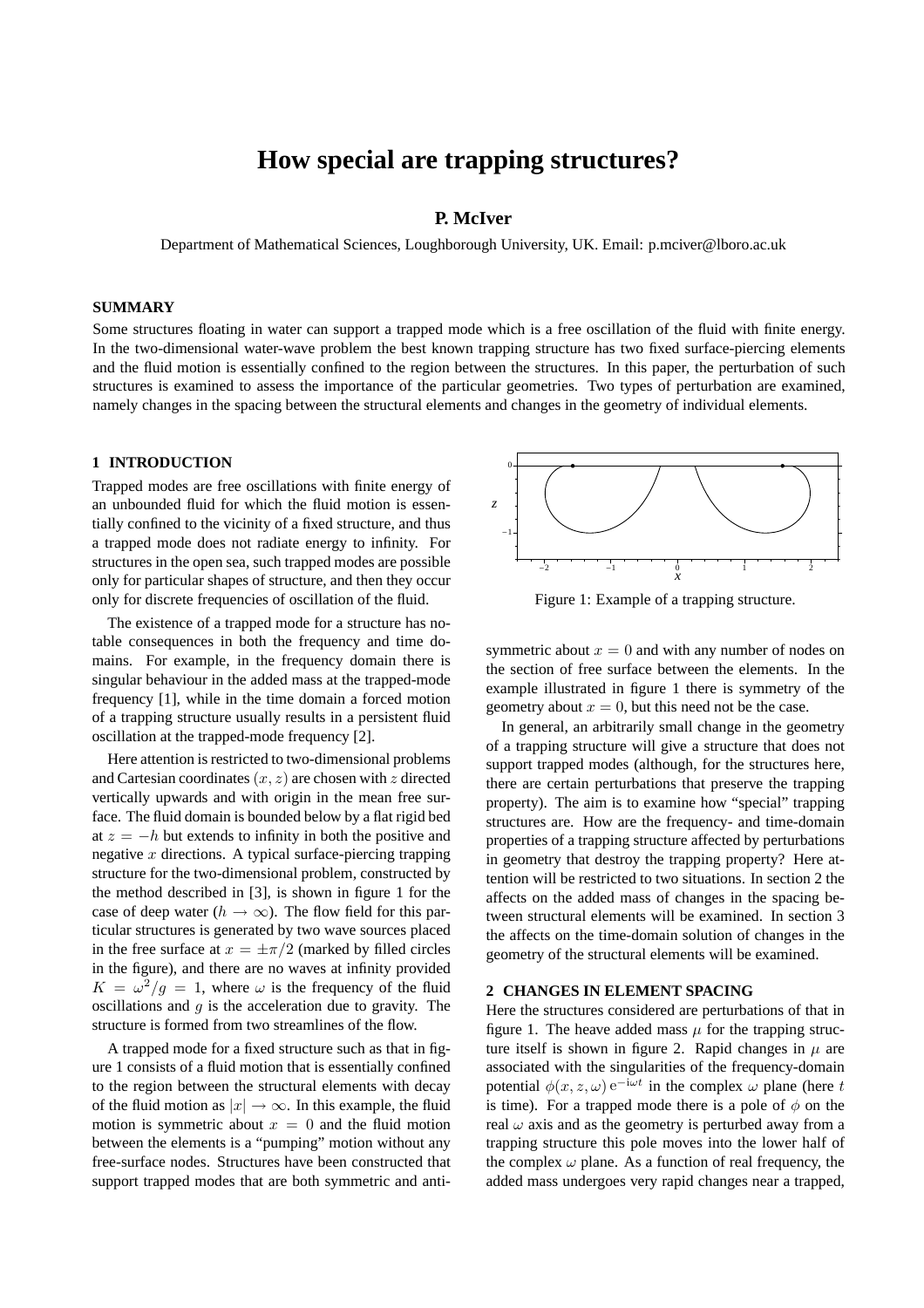# How special are trapping structures?

**P. McIver**

Department of Mathematical Sciences, Loughborough University, UK. Email: p.mciver@lboro.ac.uk

## SUMMARY

Some structures floating in water can support a trapped mode which is a free oscillation of the fluid with finite energy. In the two-dimensional water-wave problem the best known trapping structure has two fixed surface-piercing elements and the fluid motion is essentially confined to the region between the structures. In this paper, the perturbation of such structures is examined to assess the importance of the particular geometries. Two types of perturbation are examined, namely changes in the spacing between the structural elements and changes in the geometry of individual elements.

## 1 INTRODUCTION

Trapped modes are free oscillations with finite energy of an unbounded fluid for which the fluid motion is essentially confined to the vicinity of a fixed structure, and thus a trapped mode does not radiate energy to infinity. For structures in the open sea, such trapped modes are possible only for particular shapes of structure, and then they occur only for discrete frequencies of oscillation of the fluid.

The existence of a trapped mode for a structure has notable consequences in both the frequency and time domains. For example, in the frequency domain there is singular behaviour in the added mass at the trapped-mode frequency [1], while in the time domain a forced motion of a trapping structure usually results in a persistent fluid oscillation at the trapped-mode frequency [2].

Here attention is restricted to two-dimensional problems and Cartesian coordinates $(x, z)$ are chosen with $z$ directed vertically upwards and with origin in the mean free surface. The fluid domain is bounded below by a flat rigid bed at $z = -h$ but extends to infinity in both the positive and negative $x$ directions. A typical surface-piercing trapping structure for the two-dimensional problem, constructed by the method described in [3], is shown in figure 1 for the case of deep water ($h \to \infty$). The flow field for this particular structures is generated by two wave sources placed in the free surface at $x = \pm\pi/2$ (marked by filled circles in the figure), and there are no waves at infinity provided $K = \omega^2/g = 1$, where $\omega$ is the frequency of the fluid oscillations and $g$ is the acceleration due to gravity. The structure is formed from two streamlines of the flow.

A trapped mode for a fixed structure such as that in figure 1 consists of a fluid motion that is essentially confined to the region between the structural elements with decay of the fluid motion as $|x| \to \infty$. In this example, the fluid motion is symmetric about $x = 0$ and the fluid motion between the elements is a "pumping" motion without any free-surface nodes. Structures have been constructed that support trapped modes that are both symmetric and antisymmetric about $x = 0$ and with any number of nodes on the section of free surface between the elements. In the example illustrated in figure 1 there is symmetry of the geometry about $x = 0$, but this need not be the case.

Figure 1: Example of a trapping structure.

In general, an arbitrarily small change in the geometry of a trapping structure will give a structure that does not support trapped modes (although, for the structures here, there are certain perturbations that preserve the trapping property). The aim is to examine how "special" trapping structures are. How are the frequency- and time-domain properties of a trapping structure affected by perturbations in geometry that destroy the trapping property? Here attention will be restricted to two situations. In section 2 the affects on the added mass of changes in the spacing between structural elements will be examined. In section 3 the affects on the time-domain solution of changes in the geometry of the structural elements will be examined.

## 2 CHANGES IN ELEMENT SPACING

Here the structures considered are perturbations of that in figure 1. The heave added mass $\mu$ for the trapping structure itself is shown in figure 2. Rapid changes in $\mu$ are associated with the singularities of the frequency-domain potential $\phi(x, z, \omega)\,\mathrm{e}^{-\mathrm{i}\omega t}$ in the complex $\omega$ plane (here $t$ is time). For a trapped mode there is a pole of $\phi$ on the real $\omega$ axis and as the geometry is perturbed away from a trapping structure this pole moves into the lower half of the complex $\omega$ plane. As a function of real frequency, the added mass undergoes very rapid changes near a trapped,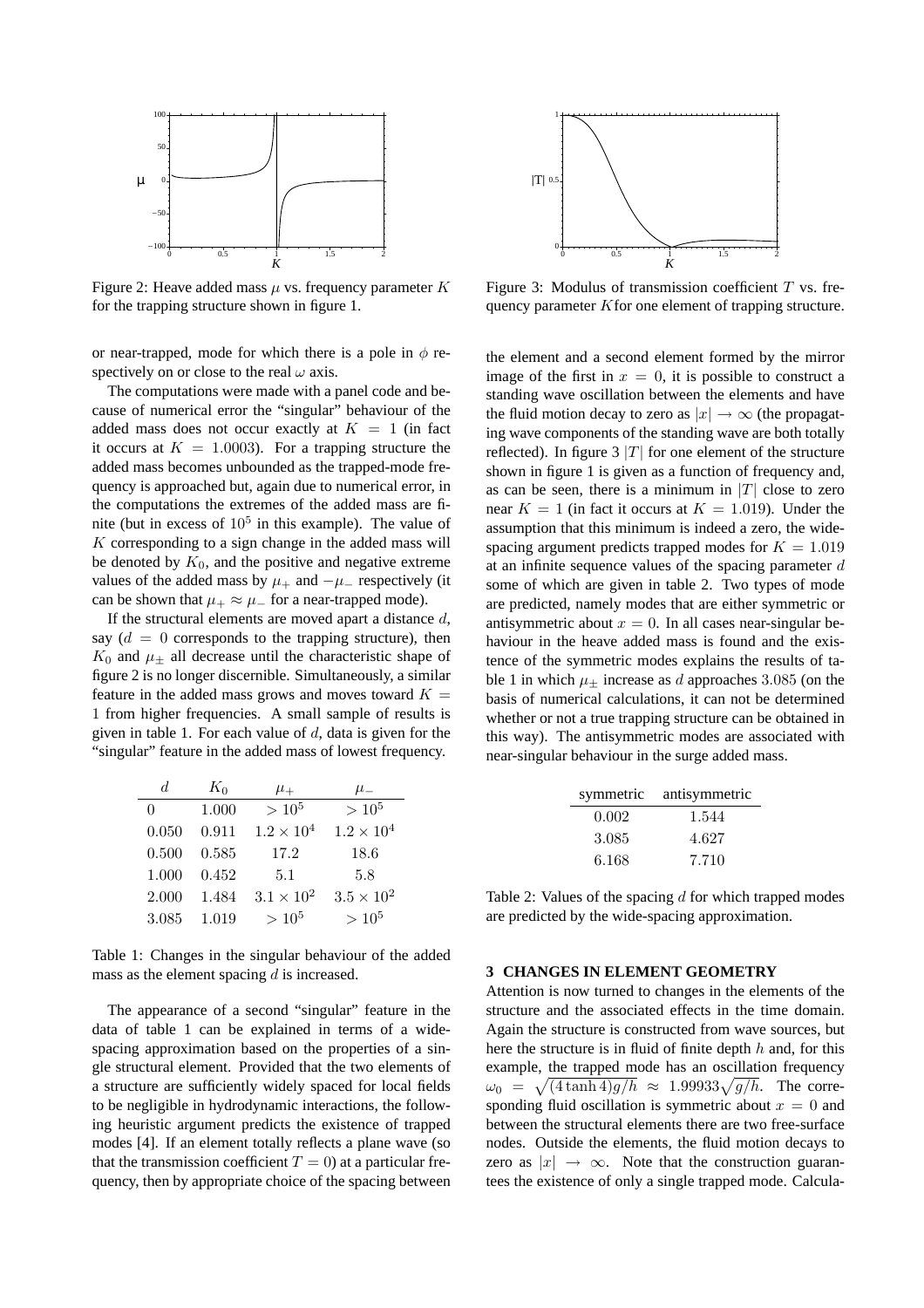Figure 2: Heave added mass $\mu$ vs. frequency parameter $K$ for the trapping structure shown in figure 1.

Figure 3: Modulus of transmission coefficient $T$ vs. frequency parameter $K$ for one element of trapping structure.

or near-trapped, mode for which there is a pole in $\phi$ respectively on or close to the real $\omega$ axis.

The computations were made with a panel code and because of numerical error the "singular" behaviour of the added mass does not occur exactly at $K = 1$ (in fact it occurs at $K = 1.0003$). For a trapping structure the added mass becomes unbounded as the trapped-mode frequency is approached but, again due to numerical error, in the computations the extremes of the added mass are finite (but in excess of $10^5$ in this example). The value of $K$ corresponding to a sign change in the added mass will be denoted by $K_0$, and the positive and negative extreme values of the added mass by $\mu_+$ and $-\mu_-$ respectively (it can be shown that $\mu_+ \approx \mu_-$ for a near-trapped mode).

If the structural elements are moved apart a distance $d$, say ($d = 0$ corresponds to the trapping structure), then $K_0$ and $\mu_\pm$ all decrease until the characteristic shape of figure 2 is no longer discernible. Simultaneously, a similar feature in the added mass grows and moves toward $K = 1$ from higher frequencies. A small sample of results is given in table 1. For each value of $d$, data is given for the "singular" feature in the added mass of lowest frequency.

| $d$ | $K_0$ | $\mu_+$ | $\mu_-$ |
|---|---|---|---|
| 0 | 1.000 | $> 10^5$ | $> 10^5$ |
| 0.050 | 0.911 | $1.2 \times 10^4$ | $1.2 \times 10^4$ |
| 0.500 | 0.585 | 17.2 | 18.6 |
| 1.000 | 0.452 | 5.1 | 5.8 |
| 2.000 | 1.484 | $3.1 \times 10^2$ | $3.5 \times 10^2$ |
| 3.085 | 1.019 | $> 10^5$ | $> 10^5$ |

Table 1: Changes in the singular behaviour of the added mass as the element spacing $d$ is increased.

The appearance of a second "singular" feature in the data of table 1 can be explained in terms of a wide-spacing approximation based on the properties of a single structural element. Provided that the two elements of a structure are sufficiently widely spaced for local fields to be negligible in hydrodynamic interactions, the following heuristic argument predicts the existence of trapped modes [4]. If an element totally reflects a plane wave (so that the transmission coefficient $T = 0$) at a particular frequency, then by appropriate choice of the spacing between the element and a second element formed by the mirror image of the first in $x = 0$, it is possible to construct a standing wave oscillation between the elements and have the fluid motion decay to zero as $|x| \to \infty$ (the propagating wave components of the standing wave are both totally reflected). In figure 3 $|T|$ for one element of the structure shown in figure 1 is given as a function of frequency and, as can be seen, there is a minimum in $|T|$ close to zero near $K = 1$ (in fact it occurs at $K = 1.019$). Under the assumption that this minimum is indeed a zero, the wide-spacing argument predicts trapped modes for $K = 1.019$ at an infinite sequence values of the spacing parameter $d$ some of which are given in table 2. Two types of mode are predicted, namely modes that are either symmetric or antisymmetric about $x = 0$. In all cases near-singular behaviour in the heave added mass is found and the existence of the symmetric modes explains the results of table 1 in which $\mu_\pm$ increase as $d$ approaches $3.085$ (on the basis of numerical calculations, it can not be determined whether or not a true trapping structure can be obtained in this way). The antisymmetric modes are associated with near-singular behaviour in the surge added mass.

| symmetric | antisymmetric |
|---|---|
| 0.002 | 1.544 |
| 3.085 | 4.627 |
| 6.168 | 7.710 |

Table 2: Values of the spacing $d$ for which trapped modes are predicted by the wide-spacing approximation.

## 3 CHANGES IN ELEMENT GEOMETRY

Attention is now turned to changes in the elements of the structure and the associated effects in the time domain. Again the structure is constructed from wave sources, but here the structure is in fluid of finite depth $h$ and, for this example, the trapped mode has an oscillation frequency $\omega_0 = \sqrt{(4 \tanh 4)g/h} \approx 1.99933\sqrt{g/h}$. The corresponding fluid oscillation is symmetric about $x = 0$ and between the structural elements there are two free-surface nodes. Outside the elements, the fluid motion decays to zero as $|x| \to \infty$. Note that the construction guarantees the existence of only a single trapped mode. Calcula-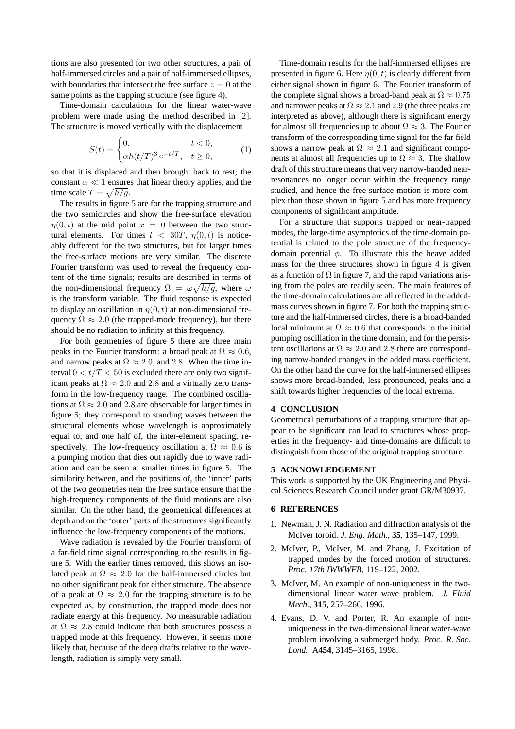tions are also presented for two other structures, a pair of half-immersed circles and a pair of half-immersed ellipses, with boundaries that intersect the free surface $z = 0$ at the same points as the trapping structure (see figure 4).

Time-domain calculations for the linear water-wave problem were made using the method described in [2]. The structure is moved vertically with the displacement

$$S(t) = \begin{cases} 0, & t < 0, \\ \alpha h (t/T)^3 \, \mathrm{e}^{-t/T}, & t \geq 0, \end{cases} \tag{1}$$

so that it is displaced and then brought back to rest; the constant $\alpha \ll 1$ ensures that linear theory applies, and the time scale $T = \sqrt{h/g}$.

The results in figure 5 are for the trapping structure and the two semicircles and show the free-surface elevation $\eta(0, t)$ at the mid point $x = 0$ between the two structural elements. For times $t < 30T$, $\eta(0, t)$ is noticeably different for the two structures, but for larger times the free-surface motions are very similar. The discrete Fourier transform was used to reveal the frequency content of the time signals; results are described in terms of the non-dimensional frequency $\Omega = \omega\sqrt{h/g}$, where $\omega$ is the transform variable. The fluid response is expected to display an oscillation in $\eta(0, t)$ at non-dimensional frequency $\Omega \approx 2.0$ (the trapped-mode frequency), but there should be no radiation to infinity at this frequency.

For both geometries of figure 5 there are three main peaks in the Fourier transform: a broad peak at $\Omega \approx 0.6$, and narrow peaks at $\Omega \approx 2.0$, and $2.8$. When the time interval $0 < t/T < 50$ is excluded there are only two significant peaks at $\Omega \approx 2.0$ and $2.8$ and a virtually zero transform in the low-frequency range. The combined oscillations at $\Omega \approx 2.0$ and $2.8$ are observable for larger times in figure 5; they correspond to standing waves between the structural elements whose wavelength is approximately equal to, and one half of, the inter-element spacing, respectively. The low-frequency oscillation at $\Omega \approx 0.6$ is a pumping motion that dies out rapidly due to wave radiation and can be seen at smaller times in figure 5. The similarity between, and the positions of, the 'inner' parts of the two geometries near the free surface ensure that the high-frequency components of the fluid motions are also similar. On the other hand, the geometrical differences at depth and on the 'outer' parts of the structures significantly influence the low-frequency components of the motions.

Wave radiation is revealed by the Fourier transform of a far-field time signal corresponding to the results in figure 5. With the earlier times removed, this shows an isolated peak at $\Omega \approx 2.0$ for the half-immersed circles but no other significant peak for either structure. The absence of a peak at $\Omega \approx 2.0$ for the trapping structure is to be expected as, by construction, the trapped mode does not radiate energy at this frequency. No measurable radiation at $\Omega \approx 2.8$ could indicate that both structures possess a trapped mode at this frequency. However, it seems more likely that, because of the deep drafts relative to the wavelength, radiation is simply very small.

Time-domain results for the half-immersed ellipses are presented in figure 6. Here $\eta(0, t)$ is clearly different from either signal shown in figure 6. The Fourier transform of the complete signal shows a broad-band peak at $\Omega \approx 0.75$ and narrower peaks at $\Omega \approx 2.1$ and $2.9$ (the three peaks are interpreted as above), although there is significant energy for almost all frequencies up to about $\Omega \approx 3$. The Fourier transform of the corresponding time signal for the far field shows a narrow peak at $\Omega \approx 2.1$ and significant components at almost all frequencies up to $\Omega \approx 3$. The shallow draft of this structure means that very narrow-banded near-resonances no longer occur within the frequency range studied, and hence the free-surface motion is more complex than those shown in figure 5 and has more frequency components of significant amplitude.

For a structure that supports trapped or near-trapped modes, the large-time asymptotics of the time-domain potential is related to the pole structure of the frequency-domain potential $\phi$. To illustrate this the heave added mass for the three structures shown in figure 4 is given as a function of $\Omega$ in figure 7, and the rapid variations arising from the poles are readily seen. The main features of the time-domain calculations are all reflected in the added-mass curves shown in figure 7. For both the trapping structure and the half-immersed circles, there is a broad-banded local minimum at $\Omega \approx 0.6$ that corresponds to the initial pumping oscillation in the time domain, and for the persistent oscillations at $\Omega \approx 2.0$ and $2.8$ there are corresponding narrow-banded changes in the added mass coefficient. On the other hand the curve for the half-immersed ellipses shows more broad-banded, less pronounced, peaks and a shift towards higher frequencies of the local extrema.

## 4 CONCLUSION

Geometrical perturbations of a trapping structure that appear to be significant can lead to structures whose properties in the frequency- and time-domains are difficult to distinguish from those of the original trapping structure.

## 5 ACKNOWLEDGEMENT

This work is supported by the UK Engineering and Physical Sciences Research Council under grant GR/M30937.

## 6 REFERENCES

1. Newman, J. N. Radiation and diffraction analysis of the McIver toroid. *J. Eng. Math.*, **35**, 135–147, 1999.
2. McIver, P., McIver, M. and Zhang, J. Excitation of trapped modes by the forced motion of structures. *Proc. 17th IWWWFB*, 119–122, 2002.
3. McIver, M. An example of non-uniqueness in the two-dimensional linear water wave problem. *J. Fluid Mech.*, **315**, 257–266, 1996.
4. Evans, D. V. and Porter, R. An example of non-uniqueness in the two-dimensional linear water-wave problem involving a submerged body. *Proc. R. Soc. Lond.*, A**454**, 3145–3165, 1998.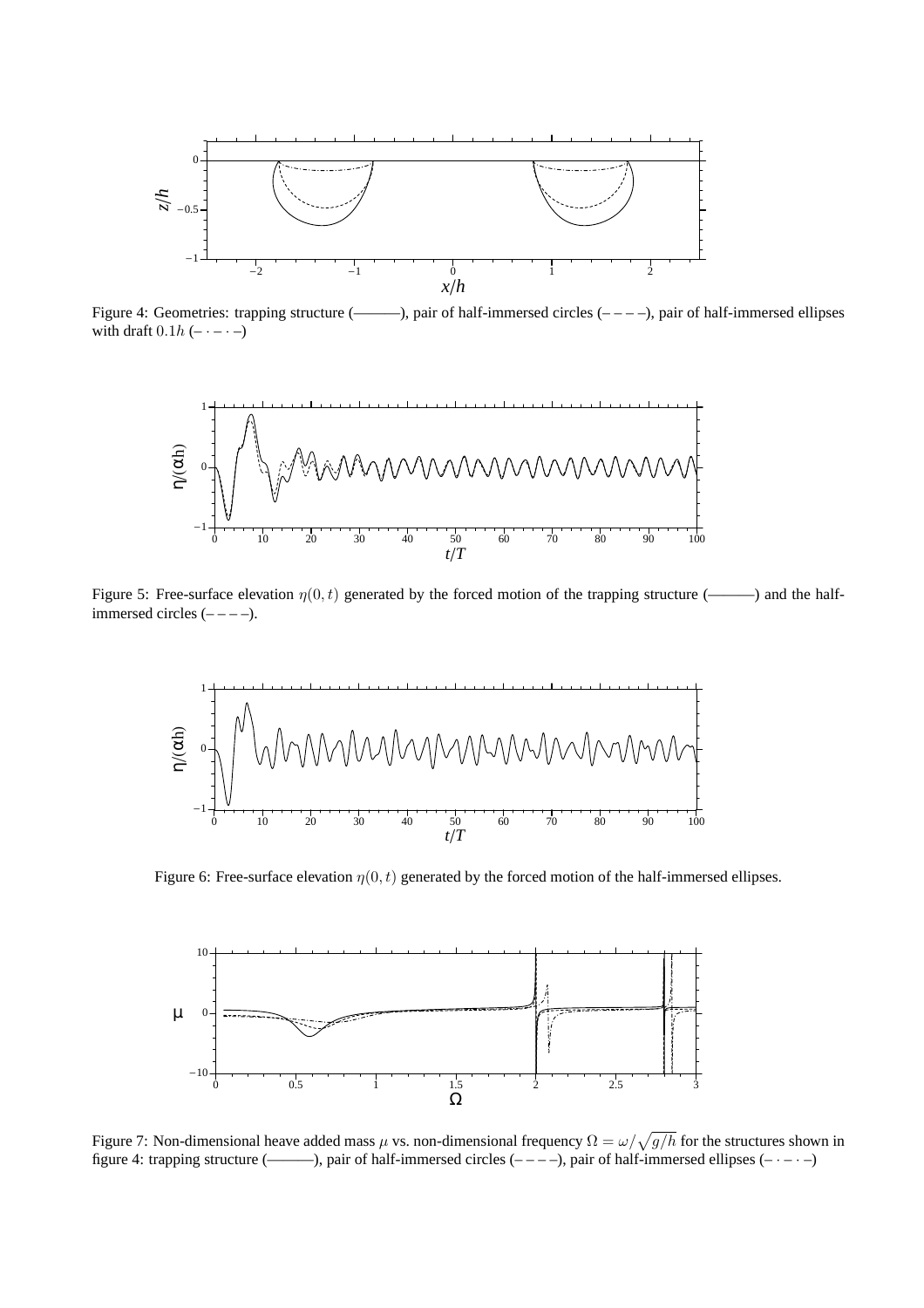Figure 4: Geometries: trapping structure (———), pair of half-immersed circles (– – – –), pair of half-immersed ellipses with draft $0.1h$ (– · – · –)

Figure 5: Free-surface elevation $\eta(0,t)$ generated by the forced motion of the trapping structure (———) and the half-immersed circles (– – – –).

Figure 6: Free-surface elevation $\eta(0,t)$ generated by the forced motion of the half-immersed ellipses.

Figure 7: Non-dimensional heave added mass $\mu$ vs. non-dimensional frequency $\Omega = \omega/\sqrt{g/h}$ for the structures shown in figure 4: trapping structure (———), pair of half-immersed circles (– – – –), pair of half-immersed ellipses (– · – · –)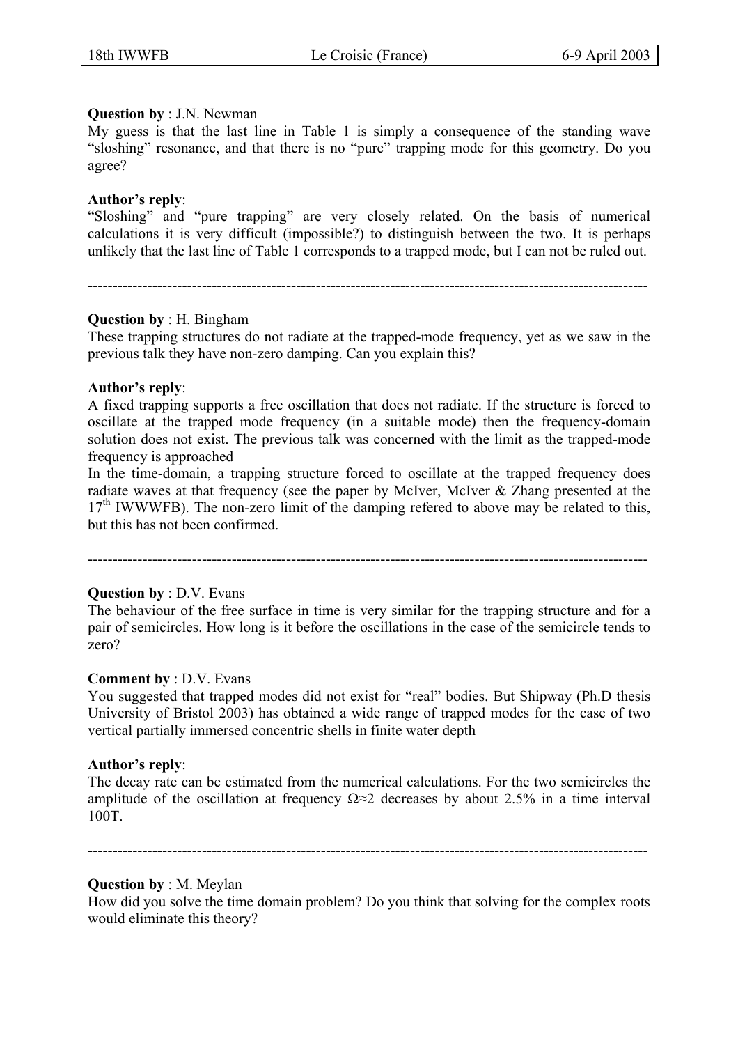**Question by** : J.N. Newman

My guess is that the last line in Table 1 is simply a consequence of the standing wave "sloshing" resonance, and that there is no "pure" trapping mode for this geometry. Do you agree?

**Author's reply**:

"Sloshing" and "pure trapping" are very closely related. On the basis of numerical calculations it is very difficult (impossible?) to distinguish between the two. It is perhaps unlikely that the last line of Table 1 corresponds to a trapped mode, but I can not be ruled out.

---

**Question by** : H. Bingham

These trapping structures do not radiate at the trapped-mode frequency, yet as we saw in the previous talk they have non-zero damping. Can you explain this?

**Author's reply**:

A fixed trapping supports a free oscillation that does not radiate. If the structure is forced to oscillate at the trapped mode frequency (in a suitable mode) then the frequency-domain solution does not exist. The previous talk was concerned with the limit as the trapped-mode frequency is approached

In the time-domain, a trapping structure forced to oscillate at the trapped frequency does radiate waves at that frequency (see the paper by McIver, McIver & Zhang presented at the 17th IWWWFB). The non-zero limit of the damping refered to above may be related to this, but this has not been confirmed.

---

**Question by** : D.V. Evans

The behaviour of the free surface in time is very similar for the trapping structure and for a pair of semicircles. How long is it before the oscillations in the case of the semicircle tends to zero?

**Comment by** : D.V. Evans

You suggested that trapped modes did not exist for "real" bodies. But Shipway (Ph.D thesis University of Bristol 2003) has obtained a wide range of trapped modes for the case of two vertical partially immersed concentric shells in finite water depth

**Author's reply**:

The decay rate can be estimated from the numerical calculations. For the two semicircles the amplitude of the oscillation at frequency $\Omega \approx 2$ decreases by about 2.5% in a time interval 100T.

---

**Question by** : M. Meylan

How did you solve the time domain problem? Do you think that solving for the complex roots would eliminate this theory?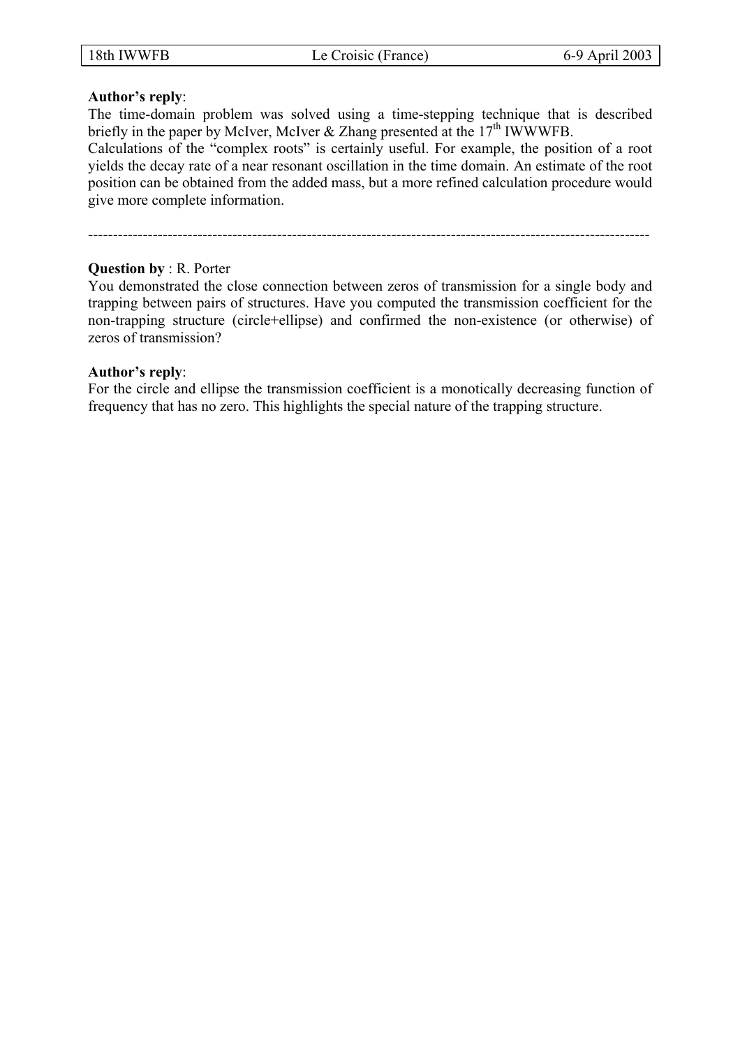**Author's reply**:
The time-domain problem was solved using a time-stepping technique that is described briefly in the paper by McIver, McIver & Zhang presented at the 17th IWWWFB.
Calculations of the "complex roots" is certainly useful. For example, the position of a root yields the decay rate of a near resonant oscillation in the time domain. An estimate of the root position can be obtained from the added mass, but a more refined calculation procedure would give more complete information.

---

**Question by** : R. Porter
You demonstrated the close connection between zeros of transmission for a single body and trapping between pairs of structures. Have you computed the transmission coefficient for the non-trapping structure (circle+ellipse) and confirmed the non-existence (or otherwise) of zeros of transmission?

**Author's reply**:
For the circle and ellipse the transmission coefficient is a monotically decreasing function of frequency that has no zero. This highlights the special nature of the trapping structure.